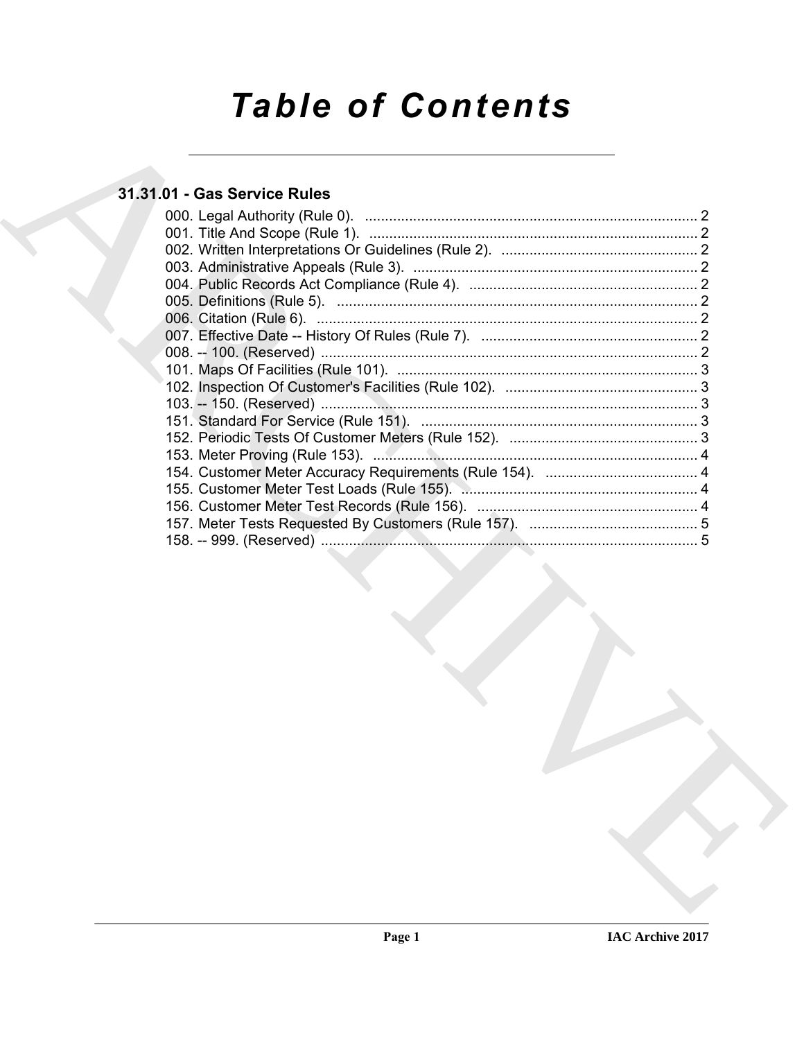# Table of Contents

## 31.31.01 - Gas Service Rules

000. Legal Authority (Rule 0). ........................................................................ 2
001. Title And Scope (Rule 1). ........................................................................ 2
002. Written Interpretations Or Guidelines (Rule 2). ........................................ 2
003. Administrative Appeals (Rule 3). ............................................................. 2
004. Public Records Act Compliance (Rule 4). ................................................. 2
005. Definitions (Rule 5). .................................................................................. 2
006. Citation (Rule 6). ....................................................................................... 2
007. Effective Date -- History Of Rules (Rule 7). .............................................. 2
008. -- 100. (Reserved) ...................................................................................... 2
101. Maps Of Facilities (Rule 101). .................................................................. 3
102. Inspection Of Customer's Facilities (Rule 102). ........................................ 3
103. -- 150. (Reserved) ...................................................................................... 3
151. Standard For Service (Rule 151). .............................................................. 3
152. Periodic Tests Of Customer Meters (Rule 152). ........................................ 3
153. Meter Proving (Rule 153). ......................................................................... 4
154. Customer Meter Accuracy Requirements (Rule 154). ............................... 4
155. Customer Meter Test Loads (Rule 155). ................................................... 4
156. Customer Meter Test Records (Rule 156). ................................................ 4
157. Meter Tests Requested By Customers (Rule 157). ................................... 5
158. -- 999. (Reserved) ...................................................................................... 5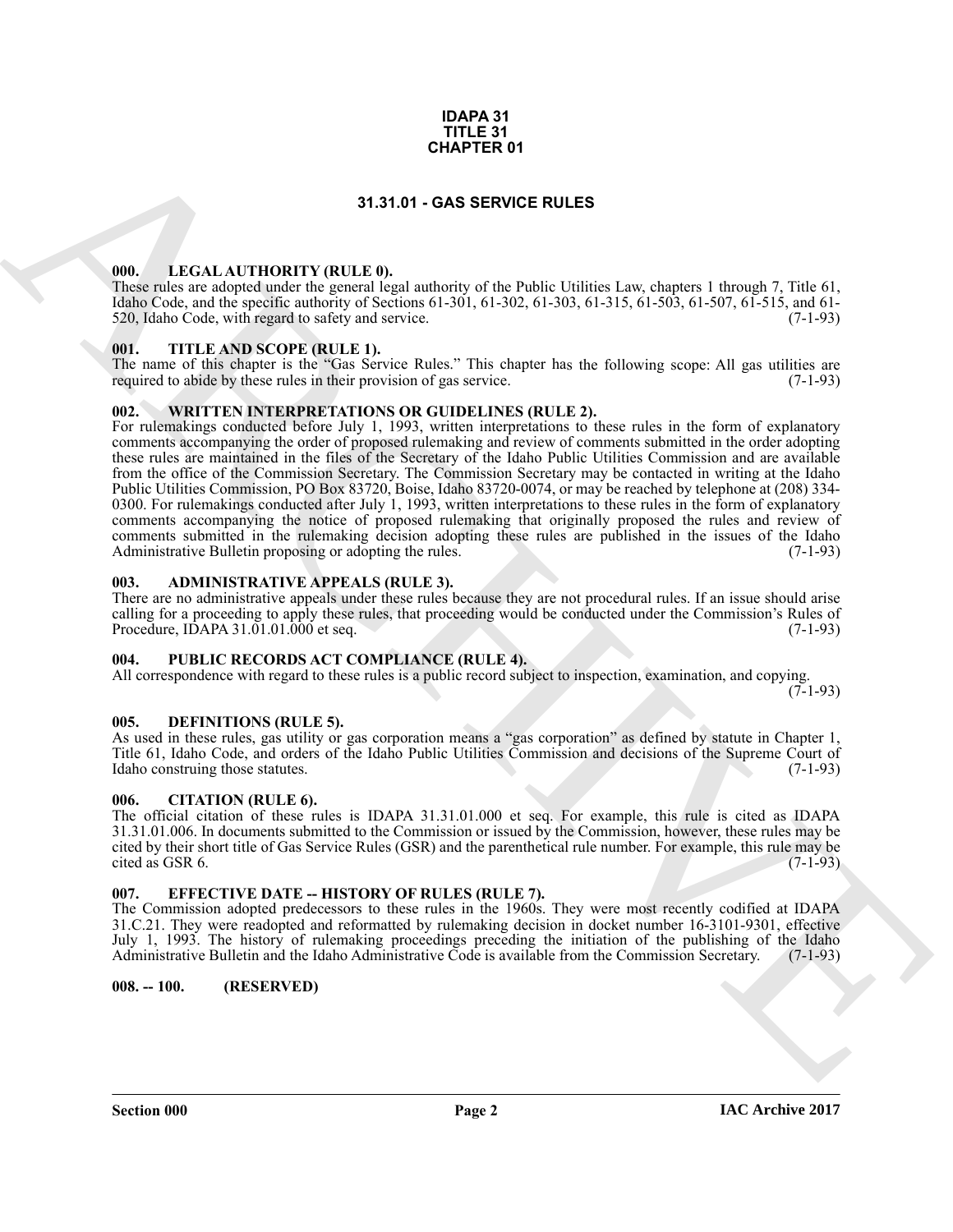**IDAPA 31**
**TITLE 31**
**CHAPTER 01**

# 31.31.01 - GAS SERVICE RULES

### 000. LEGAL AUTHORITY (RULE 0).

These rules are adopted under the general legal authority of the Public Utilities Law, chapters 1 through 7, Title 61, Idaho Code, and the specific authority of Sections 61-301, 61-302, 61-303, 61-315, 61-503, 61-507, 61-515, and 61-520, Idaho Code, with regard to safety and service. (7-1-93)

### 001. TITLE AND SCOPE (RULE 1).

The name of this chapter is the "Gas Service Rules." This chapter has the following scope: All gas utilities are required to abide by these rules in their provision of gas service. (7-1-93)

### 002. WRITTEN INTERPRETATIONS OR GUIDELINES (RULE 2).

For rulemakings conducted before July 1, 1993, written interpretations to these rules in the form of explanatory comments accompanying the order of proposed rulemaking and review of comments submitted in the order adopting these rules are maintained in the files of the Secretary of the Idaho Public Utilities Commission and are available from the office of the Commission Secretary. The Commission Secretary may be contacted in writing at the Idaho Public Utilities Commission, PO Box 83720, Boise, Idaho 83720-0074, or may be reached by telephone at (208) 334-0300. For rulemakings conducted after July 1, 1993, written interpretations to these rules in the form of explanatory comments accompanying the notice of proposed rulemaking that originally proposed the rules and review of comments submitted in the rulemaking decision adopting these rules are published in the issues of the Idaho Administrative Bulletin proposing or adopting the rules. (7-1-93)

### 003. ADMINISTRATIVE APPEALS (RULE 3).

There are no administrative appeals under these rules because they are not procedural rules. If an issue should arise calling for a proceeding to apply these rules, that proceeding would be conducted under the Commission's Rules of Procedure, IDAPA 31.01.01.000 et seq. (7-1-93)

### 004. PUBLIC RECORDS ACT COMPLIANCE (RULE 4).

All correspondence with regard to these rules is a public record subject to inspection, examination, and copying. (7-1-93)

### 005. DEFINITIONS (RULE 5).

As used in these rules, gas utility or gas corporation means a "gas corporation" as defined by statute in Chapter 1, Title 61, Idaho Code, and orders of the Idaho Public Utilities Commission and decisions of the Supreme Court of Idaho construing those statutes. (7-1-93)

### 006. CITATION (RULE 6).

The official citation of these rules is IDAPA 31.31.01.000 et seq. For example, this rule is cited as IDAPA 31.31.01.006. In documents submitted to the Commission or issued by the Commission, however, these rules may be cited by their short title of Gas Service Rules (GSR) and the parenthetical rule number. For example, this rule may be cited as GSR 6. (7-1-93)

### 007. EFFECTIVE DATE -- HISTORY OF RULES (RULE 7).

The Commission adopted predecessors to these rules in the 1960s. They were most recently codified at IDAPA 31.C.21. They were readopted and reformatted by rulemaking decision in docket number 16-3101-9301, effective July 1, 1993. The history of rulemaking proceedings preceding the initiation of the publishing of the Idaho Administrative Bulletin and the Idaho Administrative Code is available from the Commission Secretary. (7-1-93)

### 008. -- 100. (RESERVED)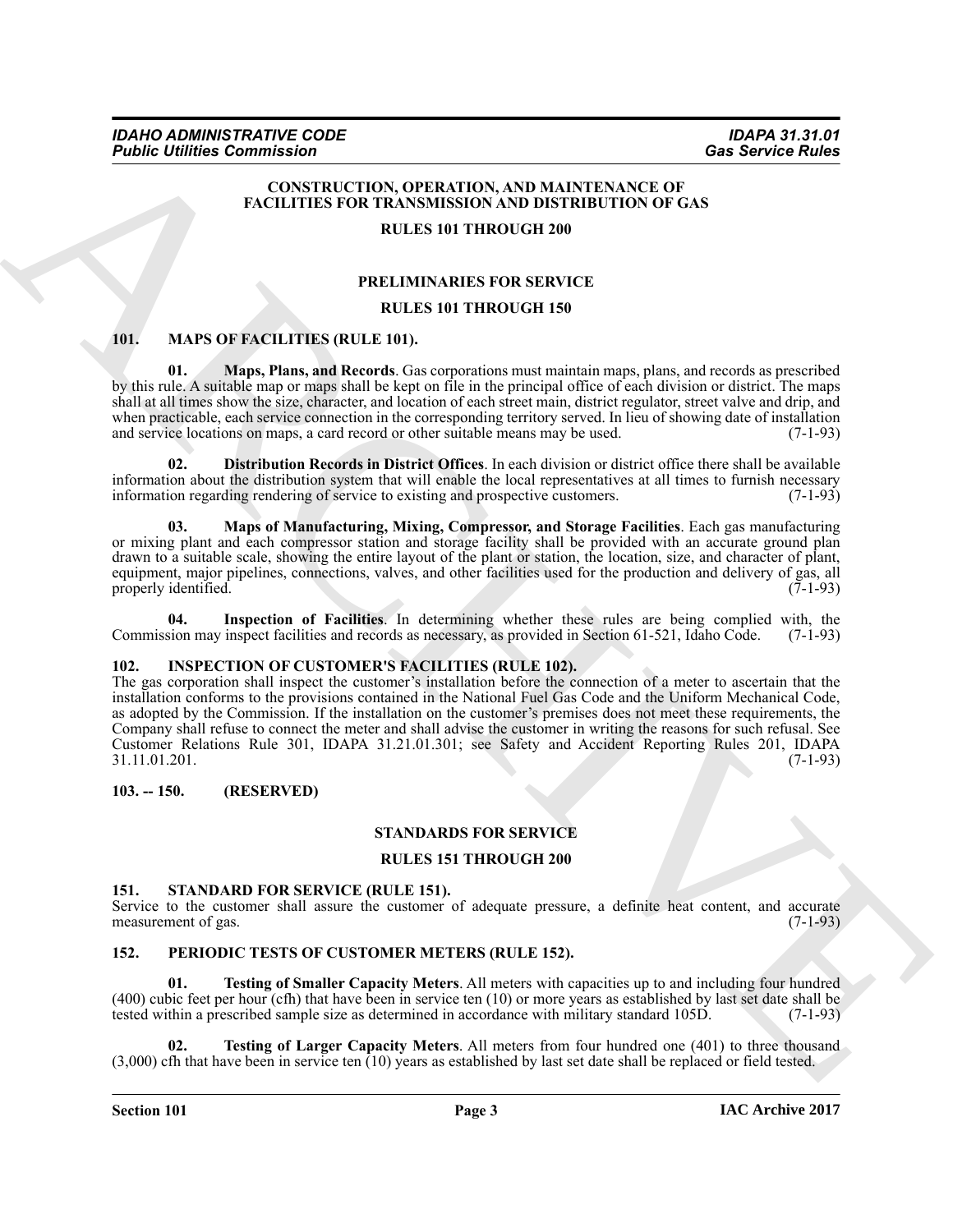## CONSTRUCTION, OPERATION, AND MAINTENANCE OF FACILITIES FOR TRANSMISSION AND DISTRIBUTION OF GAS

## RULES 101 THROUGH 200

### PRELIMINARIES FOR SERVICE

### RULES 101 THROUGH 150

**101. MAPS OF FACILITIES (RULE 101).**

**01. Maps, Plans, and Records**. Gas corporations must maintain maps, plans, and records as prescribed by this rule. A suitable map or maps shall be kept on file in the principal office of each division or district. The maps shall at all times show the size, character, and location of each street main, district regulator, street valve and drip, and when practicable, each service connection in the corresponding territory served. In lieu of showing date of installation and service locations on maps, a card record or other suitable means may be used. (7-1-93)

**02. Distribution Records in District Offices**. In each division or district office there shall be available information about the distribution system that will enable the local representatives at all times to furnish necessary information regarding rendering of service to existing and prospective customers. (7-1-93)

**03. Maps of Manufacturing, Mixing, Compressor, and Storage Facilities**. Each gas manufacturing or mixing plant and each compressor station and storage facility shall be provided with an accurate ground plan drawn to a suitable scale, showing the entire layout of the plant or station, the location, size, and character of plant, equipment, major pipelines, connections, valves, and other facilities used for the production and delivery of gas, all properly identified. (7-1-93)

**04. Inspection of Facilities**. In determining whether these rules are being complied with, the Commission may inspect facilities and records as necessary, as provided in Section 61-521, Idaho Code. (7-1-93)

**102. INSPECTION OF CUSTOMER'S FACILITIES (RULE 102).**

The gas corporation shall inspect the customer's installation before the connection of a meter to ascertain that the installation conforms to the provisions contained in the National Fuel Gas Code and the Uniform Mechanical Code, as adopted by the Commission. If the installation on the customer's premises does not meet these requirements, the Company shall refuse to connect the meter and shall advise the customer in writing the reasons for such refusal. See Customer Relations Rule 301, IDAPA 31.21.01.301; see Safety and Accident Reporting Rules 201, IDAPA 31.11.01.201. (7-1-93)

**103. -- 150. (RESERVED)**

### STANDARDS FOR SERVICE

### RULES 151 THROUGH 200

**151. STANDARD FOR SERVICE (RULE 151).**

Service to the customer shall assure the customer of adequate pressure, a definite heat content, and accurate measurement of gas. (7-1-93)

**152. PERIODIC TESTS OF CUSTOMER METERS (RULE 152).**

**01. Testing of Smaller Capacity Meters**. All meters with capacities up to and including four hundred (400) cubic feet per hour (cfh) that have been in service ten (10) or more years as established by last set date shall be tested within a prescribed sample size as determined in accordance with military standard 105D. (7-1-93)

**02. Testing of Larger Capacity Meters**. All meters from four hundred one (401) to three thousand (3,000) cfh that have been in service ten (10) years as established by last set date shall be replaced or field tested.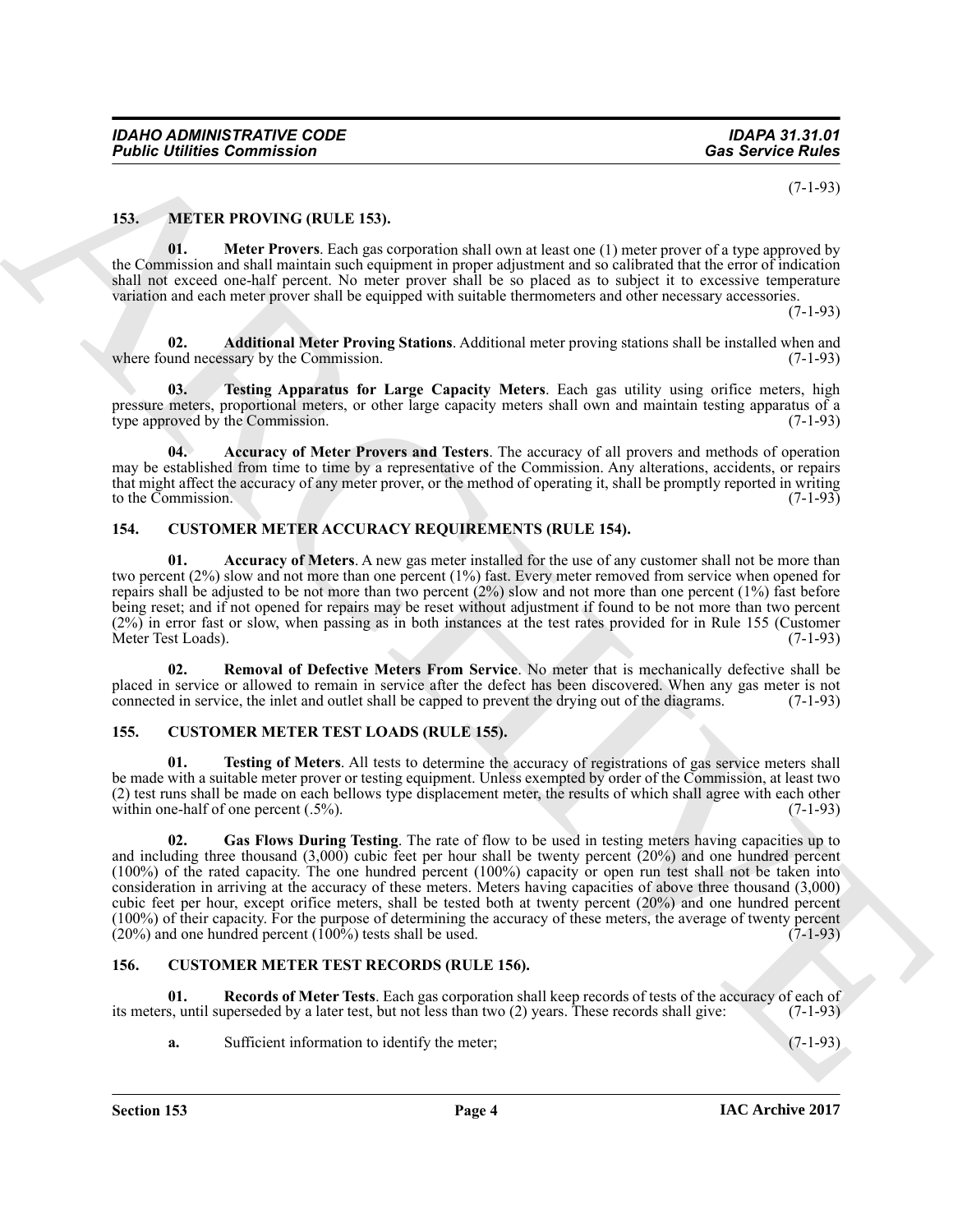(7-1-93)

## 153. METER PROVING (RULE 153).

**01. Meter Provers**. Each gas corporation shall own at least one (1) meter prover of a type approved by the Commission and shall maintain such equipment in proper adjustment and so calibrated that the error of indication shall not exceed one-half percent. No meter prover shall be so placed as to subject it to excessive temperature variation and each meter prover shall be equipped with suitable thermometers and other necessary accessories. (7-1-93)

**02. Additional Meter Proving Stations**. Additional meter proving stations shall be installed when and where found necessary by the Commission. (7-1-93)

**03. Testing Apparatus for Large Capacity Meters**. Each gas utility using orifice meters, high pressure meters, proportional meters, or other large capacity meters shall own and maintain testing apparatus of a type approved by the Commission. (7-1-93)

**04. Accuracy of Meter Provers and Testers**. The accuracy of all provers and methods of operation may be established from time to time by a representative of the Commission. Any alterations, accidents, or repairs that might affect the accuracy of any meter prover, or the method of operating it, shall be promptly reported in writing to the Commission. (7-1-93)

## 154. CUSTOMER METER ACCURACY REQUIREMENTS (RULE 154).

**01. Accuracy of Meters**. A new gas meter installed for the use of any customer shall not be more than two percent (2%) slow and not more than one percent (1%) fast. Every meter removed from service when opened for repairs shall be adjusted to be not more than two percent (2%) slow and not more than one percent (1%) fast before being reset; and if not opened for repairs may be reset without adjustment if found to be not more than two percent (2%) in error fast or slow, when passing as in both instances at the test rates provided for in Rule 155 (Customer Meter Test Loads). (7-1-93)

**02. Removal of Defective Meters From Service**. No meter that is mechanically defective shall be placed in service or allowed to remain in service after the defect has been discovered. When any gas meter is not connected in service, the inlet and outlet shall be capped to prevent the drying out of the diagrams. (7-1-93)

## 155. CUSTOMER METER TEST LOADS (RULE 155).

**01. Testing of Meters**. All tests to determine the accuracy of registrations of gas service meters shall be made with a suitable meter prover or testing equipment. Unless exempted by order of the Commission, at least two (2) test runs shall be made on each bellows type displacement meter, the results of which shall agree with each other within one-half of one percent (.5%). (7-1-93)

**02. Gas Flows During Testing**. The rate of flow to be used in testing meters having capacities up to and including three thousand (3,000) cubic feet per hour shall be twenty percent (20%) and one hundred percent (100%) of the rated capacity. The one hundred percent (100%) capacity or open run test shall not be taken into consideration in arriving at the accuracy of these meters. Meters having capacities of above three thousand (3,000) cubic feet per hour, except orifice meters, shall be tested both at twenty percent (20%) and one hundred percent (100%) of their capacity. For the purpose of determining the accuracy of these meters, the average of twenty percent (20%) and one hundred percent (100%) tests shall be used. (7-1-93)

## 156. CUSTOMER METER TEST RECORDS (RULE 156).

**01. Records of Meter Tests**. Each gas corporation shall keep records of tests of the accuracy of each of its meters, until superseded by a later test, but not less than two (2) years. These records shall give: (7-1-93)

**a.** Sufficient information to identify the meter; (7-1-93)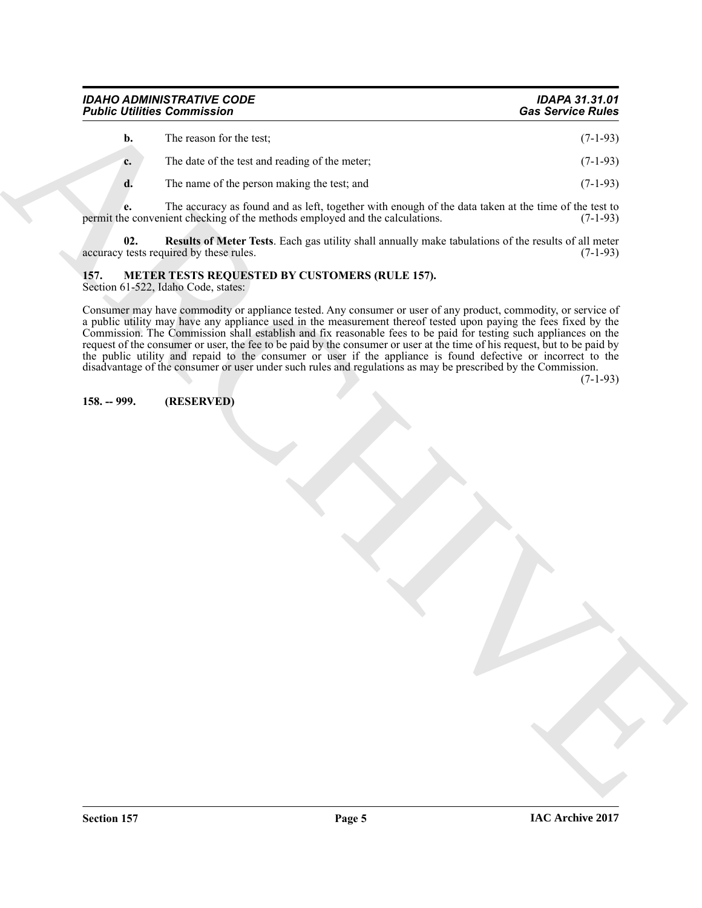**b.** The reason for the test; (7-1-93)

**c.** The date of the test and reading of the meter; (7-1-93)

**d.** The name of the person making the test; and (7-1-93)

**e.** The accuracy as found and as left, together with enough of the data taken at the time of the test to permit the convenient checking of the methods employed and the calculations. (7-1-93)

**02. Results of Meter Tests**. Each gas utility shall annually make tabulations of the results of all meter accuracy tests required by these rules. (7-1-93)

### 157. METER TESTS REQUESTED BY CUSTOMERS (RULE 157).

Section 61-522, Idaho Code, states:

Consumer may have commodity or appliance tested. Any consumer or user of any product, commodity, or service of a public utility may have any appliance used in the measurement thereof tested upon paying the fees fixed by the Commission. The Commission shall establish and fix reasonable fees to be paid for testing such appliances on the request of the consumer or user, the fee to be paid by the consumer or user at the time of his request, but to be paid by the public utility and repaid to the consumer or user if the appliance is found defective or incorrect to the disadvantage of the consumer or user under such rules and regulations as may be prescribed by the Commission. (7-1-93)

### 158. -- 999. (RESERVED)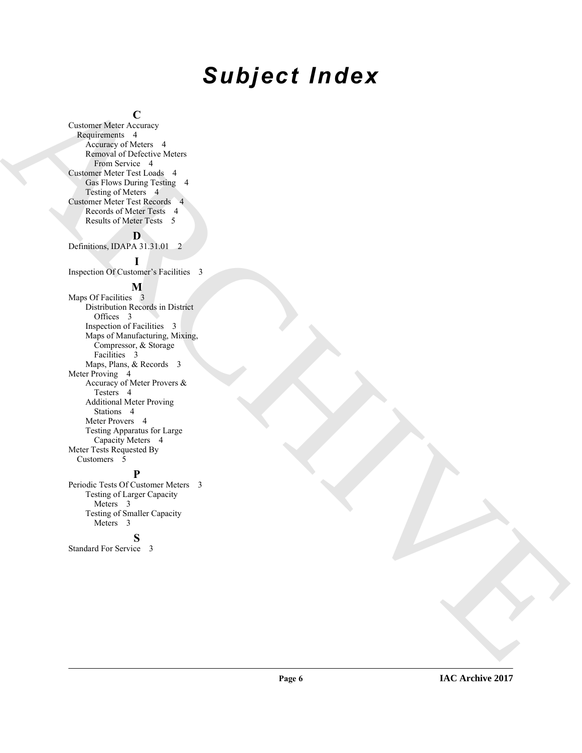# *Subject Index*

**C**

Customer Meter Accuracy Requirements 4
- Accuracy of Meters 4
- Removal of Defective Meters From Service 4

Customer Meter Test Loads 4
- Gas Flows During Testing 4
- Testing of Meters 4

Customer Meter Test Records 4
- Records of Meter Tests 4
- Results of Meter Tests 5

**D**

Definitions, IDAPA 31.31.01 2

**I**

Inspection Of Customer's Facilities 3

**M**

Maps Of Facilities 3
- Distribution Records in District Offices 3
- Inspection of Facilities 3
- Maps of Manufacturing, Mixing, Compressor, & Storage Facilities 3
- Maps, Plans, & Records 3

Meter Proving 4
- Accuracy of Meter Provers & Testers 4
- Additional Meter Proving Stations 4
- Meter Provers 4
- Testing Apparatus for Large Capacity Meters 4

Meter Tests Requested By Customers 5

**P**

Periodic Tests Of Customer Meters 3
- Testing of Larger Capacity Meters 3
- Testing of Smaller Capacity Meters 3

**S**

Standard For Service 3